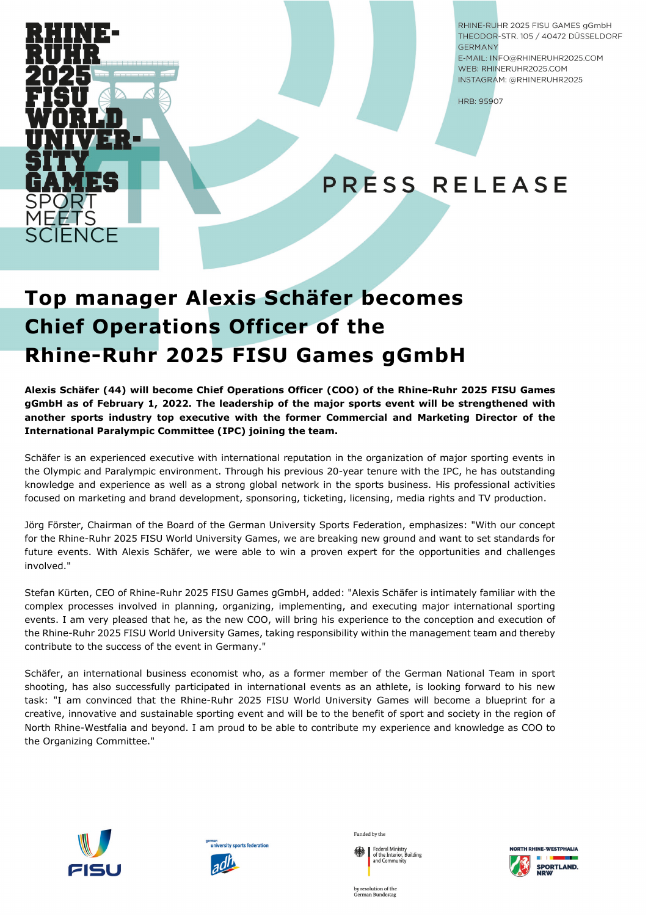RHINE-RUHR 2025 FISU WORLD UNIVERSITY GAMES
SPORT MEETS SCIENCE

RHINE-RUHR 2025 FISU GAMES gGmbH
THEODOR-STR. 105 / 40472 DÜSSELDORF
GERMANY
E-MAIL: INFO@RHINERUHR2025.COM
WEB: RHINERUHR2025.COM
INSTAGRAM: @RHINERUHR2025

HRB: 95907

PRESS RELEASE

# Top manager Alexis Schäfer becomes Chief Operations Officer of the Rhine-Ruhr 2025 FISU Games gGmbH

**Alexis Schäfer (44) will become Chief Operations Officer (COO) of the Rhine-Ruhr 2025 FISU Games gGmbH as of February 1, 2022. The leadership of the major sports event will be strengthened with another sports industry top executive with the former Commercial and Marketing Director of the International Paralympic Committee (IPC) joining the team.**

Schäfer is an experienced executive with international reputation in the organization of major sporting events in the Olympic and Paralympic environment. Through his previous 20-year tenure with the IPC, he has outstanding knowledge and experience as well as a strong global network in the sports business. His professional activities focused on marketing and brand development, sponsoring, ticketing, licensing, media rights and TV production.

Jörg Förster, Chairman of the Board of the German University Sports Federation, emphasizes: "With our concept for the Rhine-Ruhr 2025 FISU World University Games, we are breaking new ground and want to set standards for future events. With Alexis Schäfer, we were able to win a proven expert for the opportunities and challenges involved."

Stefan Kürten, CEO of Rhine-Ruhr 2025 FISU Games gGmbH, added: "Alexis Schäfer is intimately familiar with the complex processes involved in planning, organizing, implementing, and executing major international sporting events. I am very pleased that he, as the new COO, will bring his experience to the conception and execution of the Rhine-Ruhr 2025 FISU World University Games, taking responsibility within the management team and thereby contribute to the success of the event in Germany."

Schäfer, an international business economist who, as a former member of the German National Team in sport shooting, has also successfully participated in international events as an athlete, is looking forward to his new task: "I am convinced that the Rhine-Ruhr 2025 FISU World University Games will become a blueprint for a creative, innovative and sustainable sporting event and will be to the benefit of sport and society in the region of North Rhine-Westfalia and beyond. I am proud to be able to contribute my experience and knowledge as COO to the Organizing Committee."

FISU | german university sports federation adh | Funded by the Federal Ministry of the Interior, Building and Community by resolution of the German Bundestag | NORTH RHINE-WESTPHALIA SPORTLAND.NRW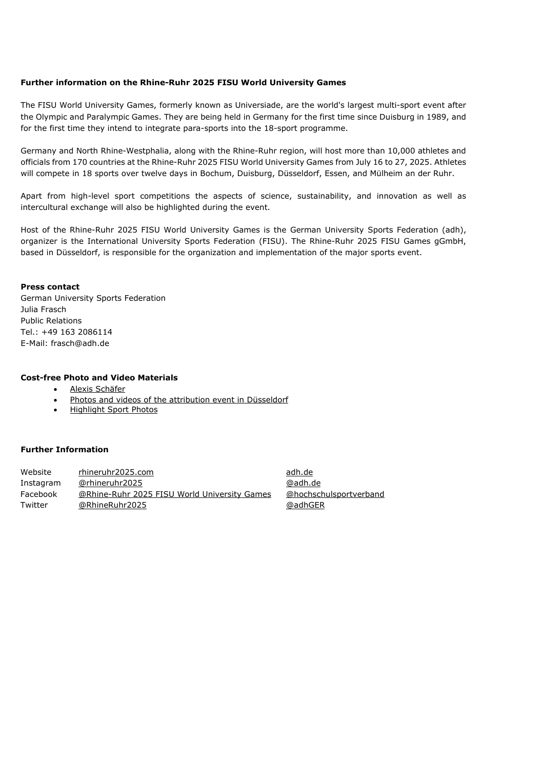**Further information on the Rhine-Ruhr 2025 FISU World University Games**

The FISU World University Games, formerly known as Universiade, are the world's largest multi-sport event after the Olympic and Paralympic Games. They are being held in Germany for the first time since Duisburg in 1989, and for the first time they intend to integrate para-sports into the 18-sport programme.

Germany and North Rhine-Westphalia, along with the Rhine-Ruhr region, will host more than 10,000 athletes and officials from 170 countries at the Rhine-Ruhr 2025 FISU World University Games from July 16 to 27, 2025. Athletes will compete in 18 sports over twelve days in Bochum, Duisburg, Düsseldorf, Essen, and Mülheim an der Ruhr.

Apart from high-level sport competitions the aspects of science, sustainability, and innovation as well as intercultural exchange will also be highlighted during the event.

Host of the Rhine-Ruhr 2025 FISU World University Games is the German University Sports Federation (adh), organizer is the International University Sports Federation (FISU). The Rhine-Ruhr 2025 FISU Games gGmbH, based in Düsseldorf, is responsible for the organization and implementation of the major sports event.

**Press contact**
German University Sports Federation
Julia Frasch
Public Relations
Tel.: +49 163 2086114
E-Mail: frasch@adh.de

**Cost-free Photo and Video Materials**

- Alexis Schäfer
- Photos and videos of the attribution event in Düsseldorf
- Highlight Sport Photos

**Further Information**

| | | |
|---|---|---|
| Website | rhineruhr2025.com | adh.de |
| Instagram | @rhineruhr2025 | @adh.de |
| Facebook | @Rhine-Ruhr 2025 FISU World University Games | @hochschulsportverband |
| Twitter | @RhineRuhr2025 | @adhGER |